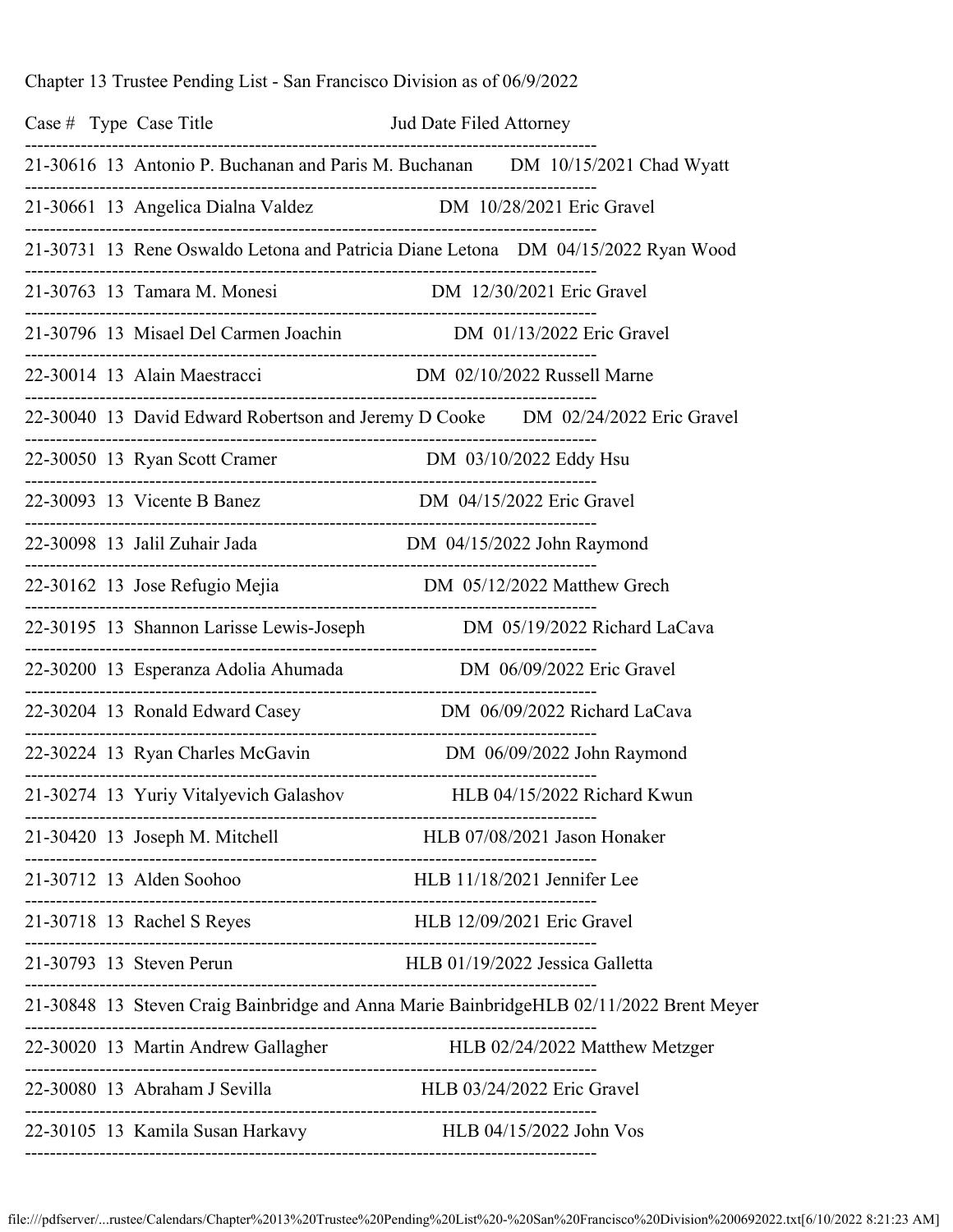Chapter 13 Trustee Pending List - San Francisco Division as of 06/9/2022

| Case # | Type | Case Title | Jud | Date Filed | Attorney |
|---|---|---|---|---|---|
| 21-30616 | 13 | Antonio P. Buchanan and Paris M. Buchanan | DM | 10/15/2021 | Chad Wyatt |
| 21-30661 | 13 | Angelica Dialna Valdez | DM | 10/28/2021 | Eric Gravel |
| 21-30731 | 13 | Rene Oswaldo Letona and Patricia Diane Letona | DM | 04/15/2022 | Ryan Wood |
| 21-30763 | 13 | Tamara M. Monesi | DM | 12/30/2021 | Eric Gravel |
| 21-30796 | 13 | Misael Del Carmen Joachin | DM | 01/13/2022 | Eric Gravel |
| 22-30014 | 13 | Alain Maestracci | DM | 02/10/2022 | Russell Marne |
| 22-30040 | 13 | David Edward Robertson and Jeremy D Cooke | DM | 02/24/2022 | Eric Gravel |
| 22-30050 | 13 | Ryan Scott Cramer | DM | 03/10/2022 | Eddy Hsu |
| 22-30093 | 13 | Vicente B Banez | DM | 04/15/2022 | Eric Gravel |
| 22-30098 | 13 | Jalil Zuhair Jada | DM | 04/15/2022 | John Raymond |
| 22-30162 | 13 | Jose Refugio Mejia | DM | 05/12/2022 | Matthew Grech |
| 22-30195 | 13 | Shannon Larisse Lewis-Joseph | DM | 05/19/2022 | Richard LaCava |
| 22-30200 | 13 | Esperanza Adolia Ahumada | DM | 06/09/2022 | Eric Gravel |
| 22-30204 | 13 | Ronald Edward Casey | DM | 06/09/2022 | Richard LaCava |
| 22-30224 | 13 | Ryan Charles McGavin | DM | 06/09/2022 | John Raymond |
| 21-30274 | 13 | Yuriy Vitalyevich Galashov | HLB | 04/15/2022 | Richard Kwun |
| 21-30420 | 13 | Joseph M. Mitchell | HLB | 07/08/2021 | Jason Honaker |
| 21-30712 | 13 | Alden Soohoo | HLB | 11/18/2021 | Jennifer Lee |
| 21-30718 | 13 | Rachel S Reyes | HLB | 12/09/2021 | Eric Gravel |
| 21-30793 | 13 | Steven Perun | HLB | 01/19/2022 | Jessica Galletta |
| 21-30848 | 13 | Steven Craig Bainbridge and Anna Marie Bainbridge | HLB | 02/11/2022 | Brent Meyer |
| 22-30020 | 13 | Martin Andrew Gallagher | HLB | 02/24/2022 | Matthew Metzger |
| 22-30080 | 13 | Abraham J Sevilla | HLB | 03/24/2022 | Eric Gravel |
| 22-30105 | 13 | Kamila Susan Harkavy | HLB | 04/15/2022 | John Vos |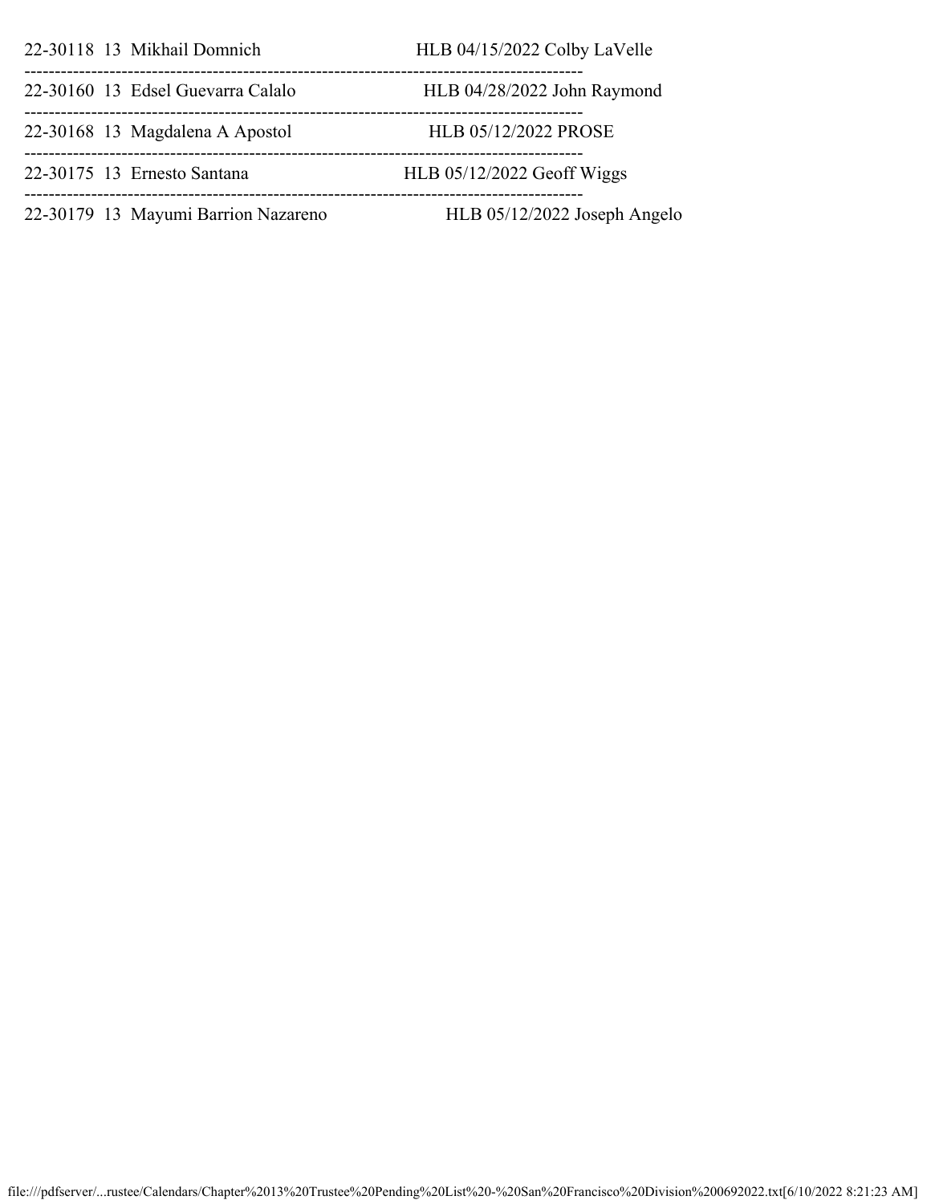22-30118 13 Mikhail Domnich HLB 04/15/2022 Colby LaVelle

---

22-30160 13 Edsel Guevarra Calalo HLB 04/28/2022 John Raymond

---

22-30168 13 Magdalena A Apostol HLB 05/12/2022 PROSE

---

22-30175 13 Ernesto Santana HLB 05/12/2022 Geoff Wiggs

---

22-30179 13 Mayumi Barrion Nazareno HLB 05/12/2022 Joseph Angelo